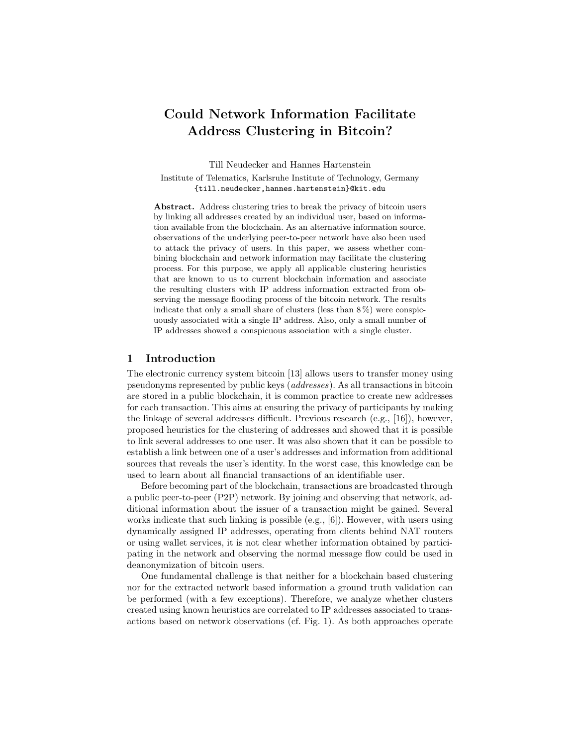# Could Network Information Facilitate Address Clustering in Bitcoin?

Till Neudecker and Hannes Hartenstein

Institute of Telematics, Karlsruhe Institute of Technology, Germany
{till.neudecker,hannes.hartenstein}@kit.edu

**Abstract.** Address clustering tries to break the privacy of bitcoin users by linking all addresses created by an individual user, based on information available from the blockchain. As an alternative information source, observations of the underlying peer-to-peer network have also been used to attack the privacy of users. In this paper, we assess whether combining blockchain and network information may facilitate the clustering process. For this purpose, we apply all applicable clustering heuristics that are known to us to current blockchain information and associate the resulting clusters with IP address information extracted from observing the message flooding process of the bitcoin network. The results indicate that only a small share of clusters (less than 8 %) were conspicuously associated with a single IP address. Also, only a small number of IP addresses showed a conspicuous association with a single cluster.

## 1 Introduction

The electronic currency system bitcoin [13] allows users to transfer money using pseudonyms represented by public keys (*addresses*). As all transactions in bitcoin are stored in a public blockchain, it is common practice to create new addresses for each transaction. This aims at ensuring the privacy of participants by making the linkage of several addresses difficult. Previous research (e.g., [16]), however, proposed heuristics for the clustering of addresses and showed that it is possible to link several addresses to one user. It was also shown that it can be possible to establish a link between one of a user's addresses and information from additional sources that reveals the user's identity. In the worst case, this knowledge can be used to learn about all financial transactions of an identifiable user.

Before becoming part of the blockchain, transactions are broadcasted through a public peer-to-peer (P2P) network. By joining and observing that network, additional information about the issuer of a transaction might be gained. Several works indicate that such linking is possible (e.g., [6]). However, with users using dynamically assigned IP addresses, operating from clients behind NAT routers or using wallet services, it is not clear whether information obtained by participating in the network and observing the normal message flow could be used in deanonymization of bitcoin users.

One fundamental challenge is that neither for a blockchain based clustering nor for the extracted network based information a ground truth validation can be performed (with a few exceptions). Therefore, we analyze whether clusters created using known heuristics are correlated to IP addresses associated to transactions based on network observations (cf. Fig. 1). As both approaches operate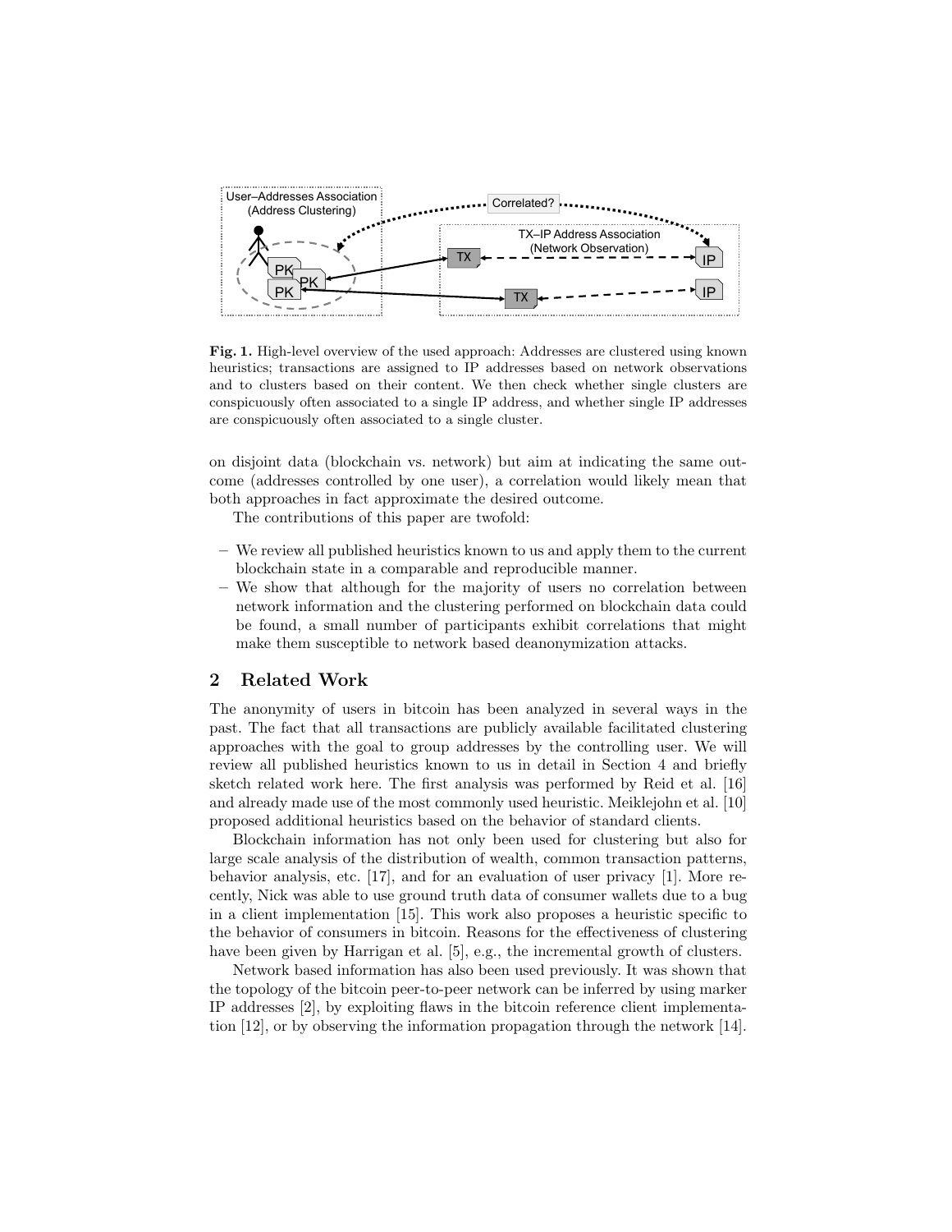**Fig. 1.** High-level overview of the used approach: Addresses are clustered using known heuristics; transactions are assigned to IP addresses based on network observations and to clusters based on their content. We then check whether single clusters are conspicuously often associated to a single IP address, and whether single IP addresses are conspicuously often associated to a single cluster.

on disjoint data (blockchain vs. network) but aim at indicating the same outcome (addresses controlled by one user), a correlation would likely mean that both approaches in fact approximate the desired outcome.

The contributions of this paper are twofold:

- We review all published heuristics known to us and apply them to the current blockchain state in a comparable and reproducible manner.
- We show that although for the majority of users no correlation between network information and the clustering performed on blockchain data could be found, a small number of participants exhibit correlations that might make them susceptible to network based deanonymization attacks.

## 2 Related Work

The anonymity of users in bitcoin has been analyzed in several ways in the past. The fact that all transactions are publicly available facilitated clustering approaches with the goal to group addresses by the controlling user. We will review all published heuristics known to us in detail in Section 4 and briefly sketch related work here. The first analysis was performed by Reid et al. [16] and already made use of the most commonly used heuristic. Meiklejohn et al. [10] proposed additional heuristics based on the behavior of standard clients.

Blockchain information has not only been used for clustering but also for large scale analysis of the distribution of wealth, common transaction patterns, behavior analysis, etc. [17], and for an evaluation of user privacy [1]. More recently, Nick was able to use ground truth data of consumer wallets due to a bug in a client implementation [15]. This work also proposes a heuristic specific to the behavior of consumers in bitcoin. Reasons for the effectiveness of clustering have been given by Harrigan et al. [5], e.g., the incremental growth of clusters.

Network based information has also been used previously. It was shown that the topology of the bitcoin peer-to-peer network can be inferred by using marker IP addresses [2], by exploiting flaws in the bitcoin reference client implementation [12], or by observing the information propagation through the network [14].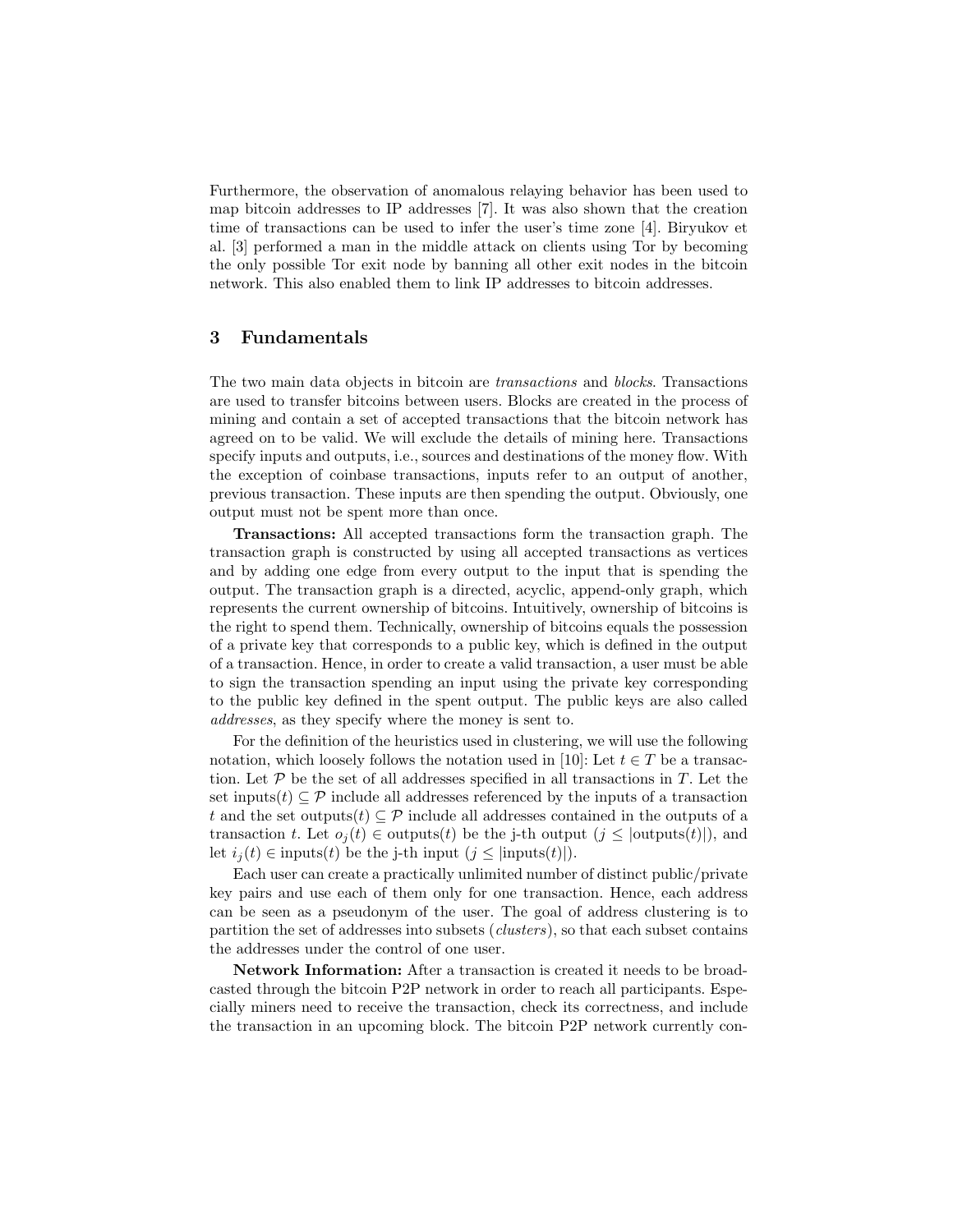Furthermore, the observation of anomalous relaying behavior has been used to map bitcoin addresses to IP addresses [7]. It was also shown that the creation time of transactions can be used to infer the user's time zone [4]. Biryukov et al. [3] performed a man in the middle attack on clients using Tor by becoming the only possible Tor exit node by banning all other exit nodes in the bitcoin network. This also enabled them to link IP addresses to bitcoin addresses.

## 3 Fundamentals

The two main data objects in bitcoin are *transactions* and *blocks*. Transactions are used to transfer bitcoins between users. Blocks are created in the process of mining and contain a set of accepted transactions that the bitcoin network has agreed on to be valid. We will exclude the details of mining here. Transactions specify inputs and outputs, i.e., sources and destinations of the money flow. With the exception of coinbase transactions, inputs refer to an output of another, previous transaction. These inputs are then spending the output. Obviously, one output must not be spent more than once.

**Transactions:** All accepted transactions form the transaction graph. The transaction graph is constructed by using all accepted transactions as vertices and by adding one edge from every output to the input that is spending the output. The transaction graph is a directed, acyclic, append-only graph, which represents the current ownership of bitcoins. Intuitively, ownership of bitcoins is the right to spend them. Technically, ownership of bitcoins equals the possession of a private key that corresponds to a public key, which is defined in the output of a transaction. Hence, in order to create a valid transaction, a user must be able to sign the transaction spending an input using the private key corresponding to the public key defined in the spent output. The public keys are also called *addresses*, as they specify where the money is sent to.

For the definition of the heuristics used in clustering, we will use the following notation, which loosely follows the notation used in [10]: Let $t \in T$ be a transaction. Let $\mathcal{P}$ be the set of all addresses specified in all transactions in $T$. Let the set $\text{inputs}(t) \subseteq \mathcal{P}$ include all addresses referenced by the inputs of a transaction $t$ and the set $\text{outputs}(t) \subseteq \mathcal{P}$ include all addresses contained in the outputs of a transaction $t$. Let $o_j(t) \in \text{outputs}(t)$ be the j-th output ($j \leq |\text{outputs}(t)|$), and let $i_j(t) \in \text{inputs}(t)$ be the j-th input ($j \leq |\text{inputs}(t)|$).

Each user can create a practically unlimited number of distinct public/private key pairs and use each of them only for one transaction. Hence, each address can be seen as a pseudonym of the user. The goal of address clustering is to partition the set of addresses into subsets (*clusters*), so that each subset contains the addresses under the control of one user.

**Network Information:** After a transaction is created it needs to be broadcasted through the bitcoin P2P network in order to reach all participants. Especially miners need to receive the transaction, check its correctness, and include the transaction in an upcoming block. The bitcoin P2P network currently con-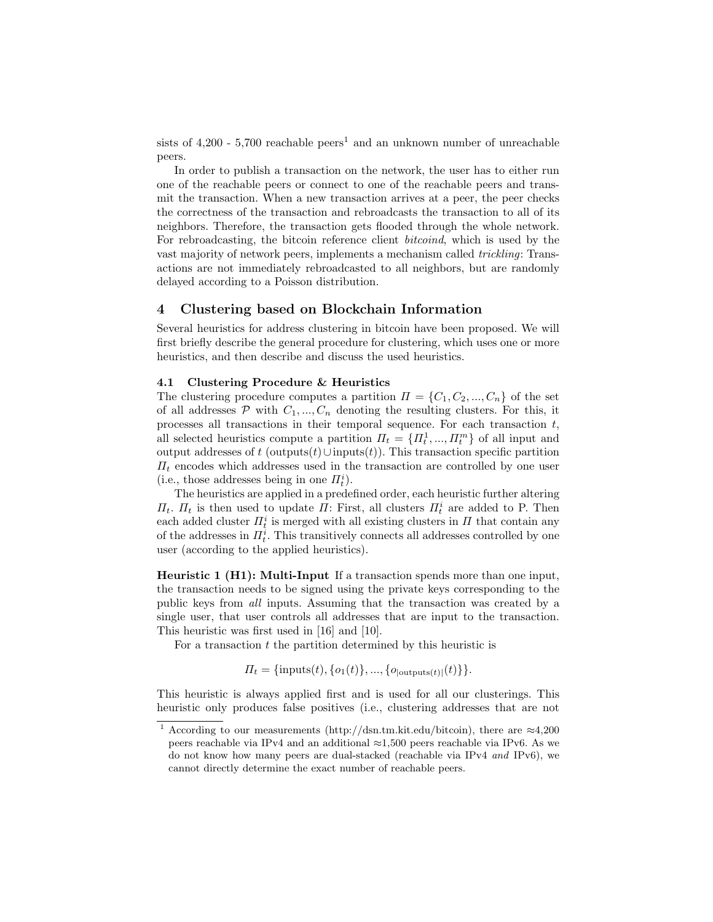sists of 4,200 - 5,700 reachable peers[1] and an unknown number of unreachable peers.

In order to publish a transaction on the network, the user has to either run one of the reachable peers or connect to one of the reachable peers and transmit the transaction. When a new transaction arrives at a peer, the peer checks the correctness of the transaction and rebroadcasts the transaction to all of its neighbors. Therefore, the transaction gets flooded through the whole network. For rebroadcasting, the bitcoin reference client *bitcoind*, which is used by the vast majority of network peers, implements a mechanism called *trickling*: Transactions are not immediately rebroadcasted to all neighbors, but are randomly delayed according to a Poisson distribution.

## 4 Clustering based on Blockchain Information

Several heuristics for address clustering in bitcoin have been proposed. We will first briefly describe the general procedure for clustering, which uses one or more heuristics, and then describe and discuss the used heuristics.

### 4.1 Clustering Procedure & Heuristics

The clustering procedure computes a partition $\Pi = \{C_1, C_2, ..., C_n\}$ of the set of all addresses $\mathcal{P}$ with $C_1, ..., C_n$ denoting the resulting clusters. For this, it processes all transactions in their temporal sequence. For each transaction $t$, all selected heuristics compute a partition $\Pi_t = \{\Pi_t^1, ..., \Pi_t^m\}$ of all input and output addresses of $t$ (outputs$(t) \cup$ inputs$(t)$). This transaction specific partition $\Pi_t$ encodes which addresses used in the transaction are controlled by one user (i.e., those addresses being in one $\Pi_t^i$).

The heuristics are applied in a predefined order, each heuristic further altering $\Pi_t$. $\Pi_t$ is then used to update $\Pi$: First, all clusters $\Pi_t^i$ are added to P. Then each added cluster $\Pi_t^i$ is merged with all existing clusters in $\Pi$ that contain any of the addresses in $\Pi_t^i$. This transitively connects all addresses controlled by one user (according to the applied heuristics).

**Heuristic 1 (H1): Multi-Input** If a transaction spends more than one input, the transaction needs to be signed using the private keys corresponding to the public keys from *all* inputs. Assuming that the transaction was created by a single user, that user controls all addresses that are input to the transaction. This heuristic was first used in [16] and [10].

For a transaction $t$ the partition determined by this heuristic is

$$\Pi_t = \{\text{inputs}(t), \{o_1(t)\}, ..., \{o_{|\text{outputs}(t)|}(t)\}\}.$$

This heuristic is always applied first and is used for all our clusterings. This heuristic only produces false positives (i.e., clustering addresses that are not

[1] According to our measurements (http://dsn.tm.kit.edu/bitcoin), there are ≈4,200 peers reachable via IPv4 and an additional ≈1,500 peers reachable via IPv6. As we do not know how many peers are dual-stacked (reachable via IPv4 *and* IPv6), we cannot directly determine the exact number of reachable peers.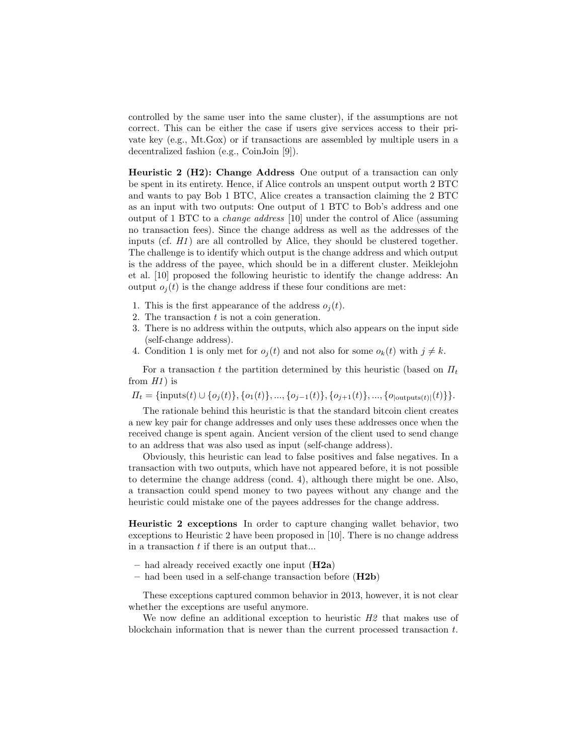controlled by the same user into the same cluster), if the assumptions are not correct. This can be either the case if users give services access to their private key (e.g., Mt.Gox) or if transactions are assembled by multiple users in a decentralized fashion (e.g., CoinJoin [9]).

**Heuristic 2 (H2): Change Address** One output of a transaction can only be spent in its entirety. Hence, if Alice controls an unspent output worth 2 BTC and wants to pay Bob 1 BTC, Alice creates a transaction claiming the 2 BTC as an input with two outputs: One output of 1 BTC to Bob's address and one output of 1 BTC to a *change address* [10] under the control of Alice (assuming no transaction fees). Since the change address as well as the addresses of the inputs (cf. *H1*) are all controlled by Alice, they should be clustered together. The challenge is to identify which output is the change address and which output is the address of the payee, which should be in a different cluster. Meiklejohn et al. [10] proposed the following heuristic to identify the change address: An output $o_j(t)$ is the change address if these four conditions are met:

1. This is the first appearance of the address $o_j(t)$.
2. The transaction $t$ is not a coin generation.
3. There is no address within the outputs, which also appears on the input side (self-change address).
4. Condition 1 is only met for $o_j(t)$ and not also for some $o_k(t)$ with $j \neq k$.

For a transaction $t$ the partition determined by this heuristic (based on $\Pi_t$ from *H1*) is

$\Pi_t = \{\text{inputs}(t) \cup \{o_j(t)\}, \{o_1(t)\}, ..., \{o_{j-1}(t)\}, \{o_{j+1}(t)\}, ..., \{o_{|\text{outputs}(t)|}(t)\}\}.$

The rationale behind this heuristic is that the standard bitcoin client creates a new key pair for change addresses and only uses these addresses once when the received change is spent again. Ancient version of the client used to send change to an address that was also used as input (self-change address).

Obviously, this heuristic can lead to false positives and false negatives. In a transaction with two outputs, which have not appeared before, it is not possible to determine the change address (cond. 4), although there might be one. Also, a transaction could spend money to two payees without any change and the heuristic could mistake one of the payees addresses for the change address.

**Heuristic 2 exceptions** In order to capture changing wallet behavior, two exceptions to Heuristic 2 have been proposed in [10]. There is no change address in a transaction $t$ if there is an output that...

- had already received exactly one input (**H2a**)
- had been used in a self-change transaction before (**H2b**)

These exceptions captured common behavior in 2013, however, it is not clear whether the exceptions are useful anymore.

We now define an additional exception to heuristic *H2* that makes use of blockchain information that is newer than the current processed transaction $t$.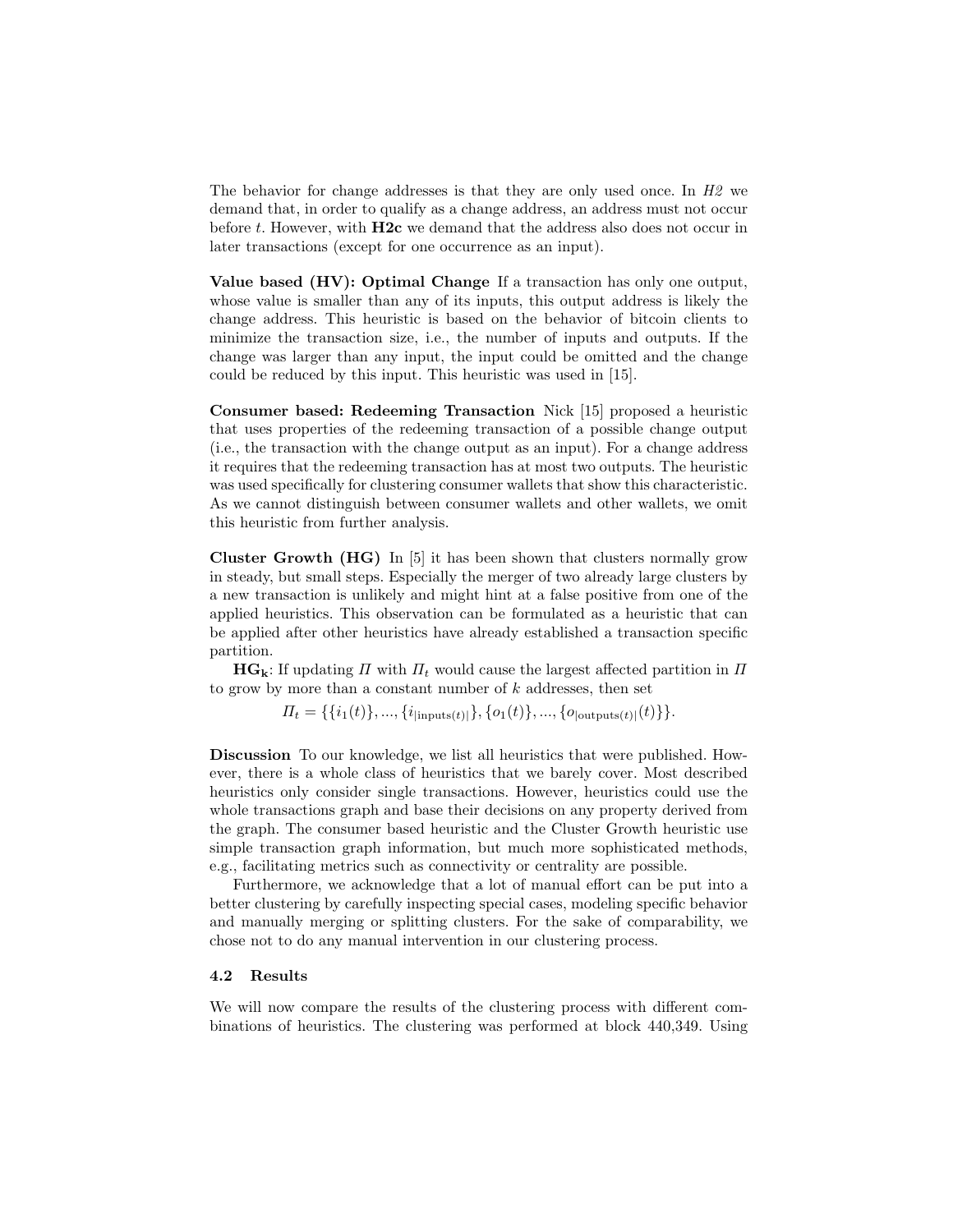The behavior for change addresses is that they are only used once. In *H2* we demand that, in order to qualify as a change address, an address must not occur before $t$. However, with **H2c** we demand that the address also does not occur in later transactions (except for one occurrence as an input).

**Value based (HV): Optimal Change** If a transaction has only one output, whose value is smaller than any of its inputs, this output address is likely the change address. This heuristic is based on the behavior of bitcoin clients to minimize the transaction size, i.e., the number of inputs and outputs. If the change was larger than any input, the input could be omitted and the change could be reduced by this input. This heuristic was used in [15].

**Consumer based: Redeeming Transaction** Nick [15] proposed a heuristic that uses properties of the redeeming transaction of a possible change output (i.e., the transaction with the change output as an input). For a change address it requires that the redeeming transaction has at most two outputs. The heuristic was used specifically for clustering consumer wallets that show this characteristic. As we cannot distinguish between consumer wallets and other wallets, we omit this heuristic from further analysis.

**Cluster Growth (HG)** In [5] it has been shown that clusters normally grow in steady, but small steps. Especially the merger of two already large clusters by a new transaction is unlikely and might hint at a false positive from one of the applied heuristics. This observation can be formulated as a heuristic that can be applied after other heuristics have already established a transaction specific partition.

$\mathbf{HG_k}$: If updating $\Pi$ with $\Pi_t$ would cause the largest affected partition in $\Pi$ to grow by more than a constant number of $k$ addresses, then set

$$\Pi_t = \{\{i_1(t)\}, ..., \{i_{|\text{inputs}(t)|}\}, \{o_1(t)\}, ..., \{o_{|\text{outputs}(t)|}(t)\}\}.$$

**Discussion** To our knowledge, we list all heuristics that were published. However, there is a whole class of heuristics that we barely cover. Most described heuristics only consider single transactions. However, heuristics could use the whole transactions graph and base their decisions on any property derived from the graph. The consumer based heuristic and the Cluster Growth heuristic use simple transaction graph information, but much more sophisticated methods, e.g., facilitating metrics such as connectivity or centrality are possible.

Furthermore, we acknowledge that a lot of manual effort can be put into a better clustering by carefully inspecting special cases, modeling specific behavior and manually merging or splitting clusters. For the sake of comparability, we chose not to do any manual intervention in our clustering process.

### 4.2 Results

We will now compare the results of the clustering process with different combinations of heuristics. The clustering was performed at block 440,349. Using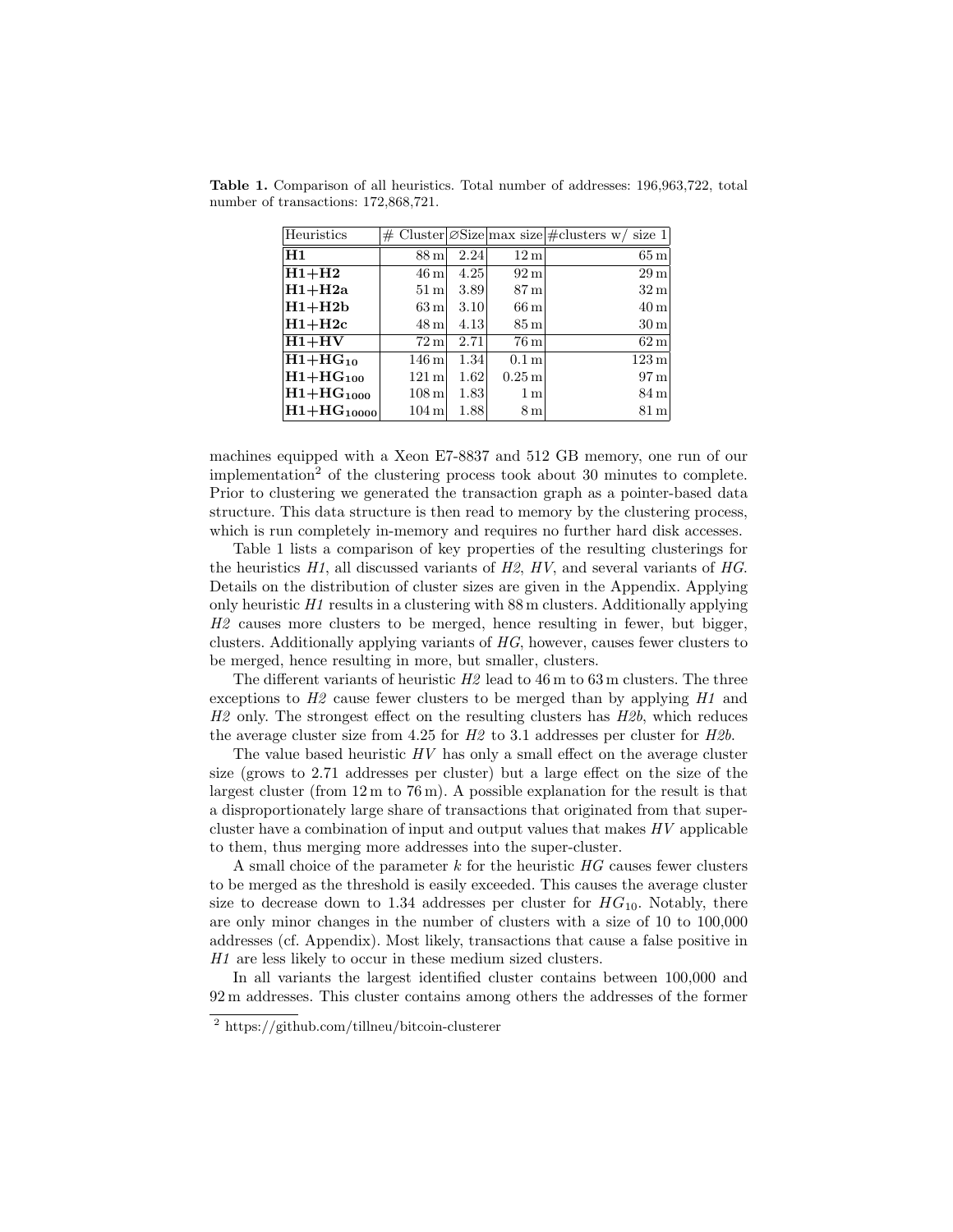**Table 1.** Comparison of all heuristics. Total number of addresses: 196,963,722, total number of transactions: 172,868,721.

| Heuristics | # Cluster | ∅Size | max size | #clusters w/ size 1 |
|---|---|---|---|---|
| **H1** | 88 m | 2.24 | 12 m | 65 m |
| **H1+H2** | 46 m | 4.25 | 92 m | 29 m |
| **H1+H2a** | 51 m | 3.89 | 87 m | 32 m |
| **H1+H2b** | 63 m | 3.10 | 66 m | 40 m |
| **H1+H2c** | 48 m | 4.13 | 85 m | 30 m |
| **H1+HV** | 72 m | 2.71 | 76 m | 62 m |
| $\mathbf{H1{+}HG_{10}}$ | 146 m | 1.34 | 0.1 m | 123 m |
| $\mathbf{H1{+}HG_{100}}$ | 121 m | 1.62 | 0.25 m | 97 m |
| $\mathbf{H1{+}HG_{1000}}$ | 108 m | 1.83 | 1 m | 84 m |
| $\mathbf{H1{+}HG_{10000}}$ | 104 m | 1.88 | 8 m | 81 m |

machines equipped with a Xeon E7-8837 and 512 GB memory, one run of our implementation[2] of the clustering process took about 30 minutes to complete. Prior to clustering we generated the transaction graph as a pointer-based data structure. This data structure is then read to memory by the clustering process, which is run completely in-memory and requires no further hard disk accesses.

Table 1 lists a comparison of key properties of the resulting clusterings for the heuristics *H1*, all discussed variants of *H2*, *HV*, and several variants of *HG*. Details on the distribution of cluster sizes are given in the Appendix. Applying only heuristic *H1* results in a clustering with 88 m clusters. Additionally applying *H2* causes more clusters to be merged, hence resulting in fewer, but bigger, clusters. Additionally applying variants of *HG*, however, causes fewer clusters to be merged, hence resulting in more, but smaller, clusters.

The different variants of heuristic *H2* lead to 46 m to 63 m clusters. The three exceptions to *H2* cause fewer clusters to be merged than by applying *H1* and *H2* only. The strongest effect on the resulting clusters has *H2b*, which reduces the average cluster size from 4.25 for *H2* to 3.1 addresses per cluster for *H2b*.

The value based heuristic *HV* has only a small effect on the average cluster size (grows to 2.71 addresses per cluster) but a large effect on the size of the largest cluster (from 12 m to 76 m). A possible explanation for the result is that a disproportionately large share of transactions that originated from that super-cluster have a combination of input and output values that makes *HV* applicable to them, thus merging more addresses into the super-cluster.

A small choice of the parameter $k$ for the heuristic *HG* causes fewer clusters to be merged as the threshold is easily exceeded. This causes the average cluster size to decrease down to 1.34 addresses per cluster for $HG_{10}$. Notably, there are only minor changes in the number of clusters with a size of 10 to 100,000 addresses (cf. Appendix). Most likely, transactions that cause a false positive in *H1* are less likely to occur in these medium sized clusters.

In all variants the largest identified cluster contains between 100,000 and 92 m addresses. This cluster contains among others the addresses of the former

[2] https://github.com/tillneu/bitcoin-clusterer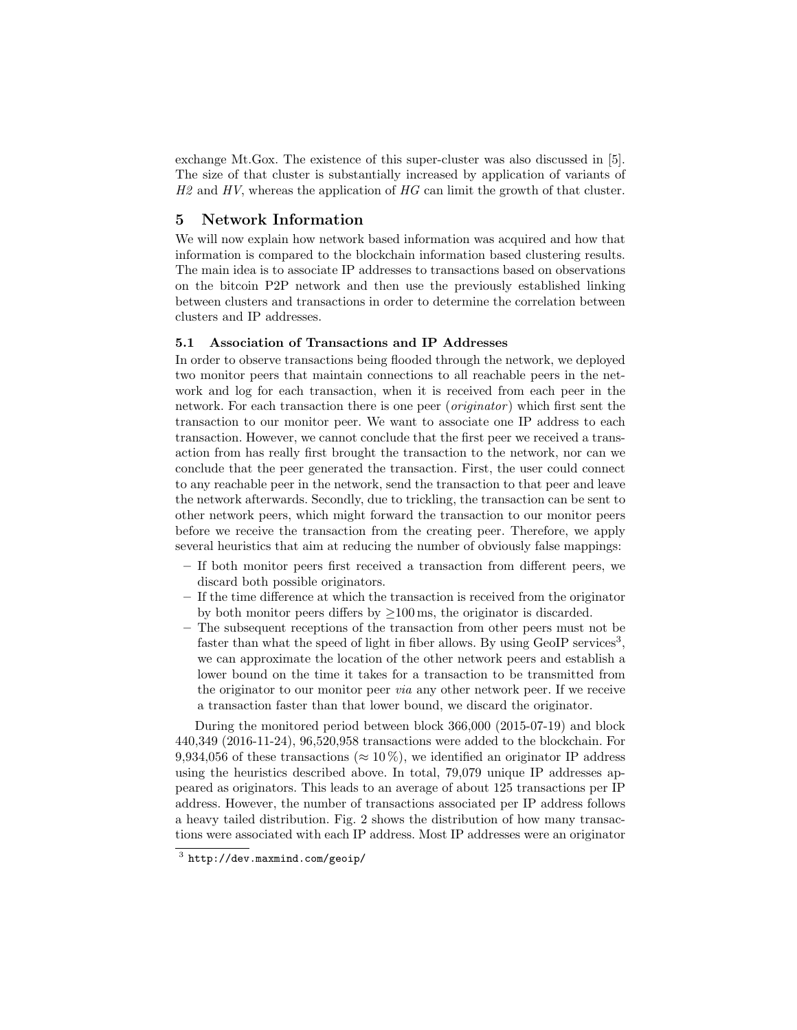exchange Mt.Gox. The existence of this super-cluster was also discussed in [5]. The size of that cluster is substantially increased by application of variants of *H2* and *HV*, whereas the application of *HG* can limit the growth of that cluster.

## 5 Network Information

We will now explain how network based information was acquired and how that information is compared to the blockchain information based clustering results. The main idea is to associate IP addresses to transactions based on observations on the bitcoin P2P network and then use the previously established linking between clusters and transactions in order to determine the correlation between clusters and IP addresses.

### 5.1 Association of Transactions and IP Addresses

In order to observe transactions being flooded through the network, we deployed two monitor peers that maintain connections to all reachable peers in the network and log for each transaction, when it is received from each peer in the network. For each transaction there is one peer (*originator*) which first sent the transaction to our monitor peer. We want to associate one IP address to each transaction. However, we cannot conclude that the first peer we received a transaction from has really first brought the transaction to the network, nor can we conclude that the peer generated the transaction. First, the user could connect to any reachable peer in the network, send the transaction to that peer and leave the network afterwards. Secondly, due to trickling, the transaction can be sent to other network peers, which might forward the transaction to our monitor peers before we receive the transaction from the creating peer. Therefore, we apply several heuristics that aim at reducing the number of obviously false mappings:

- If both monitor peers first received a transaction from different peers, we discard both possible originators.
- If the time difference at which the transaction is received from the originator by both monitor peers differs by $\geq$100 ms, the originator is discarded.
- The subsequent receptions of the transaction from other peers must not be faster than what the speed of light in fiber allows. By using GeoIP services[3], we can approximate the location of the other network peers and establish a lower bound on the time it takes for a transaction to be transmitted from the originator to our monitor peer *via* any other network peer. If we receive a transaction faster than that lower bound, we discard the originator.

During the monitored period between block 366,000 (2015-07-19) and block 440,349 (2016-11-24), 96,520,958 transactions were added to the blockchain. For 9,934,056 of these transactions ($\approx 10\,\%$), we identified an originator IP address using the heuristics described above. In total, 79,079 unique IP addresses appeared as originators. This leads to an average of about 125 transactions per IP address. However, the number of transactions associated per IP address follows a heavy tailed distribution. Fig. 2 shows the distribution of how many transactions were associated with each IP address. Most IP addresses were an originator

[3] `http://dev.maxmind.com/geoip/`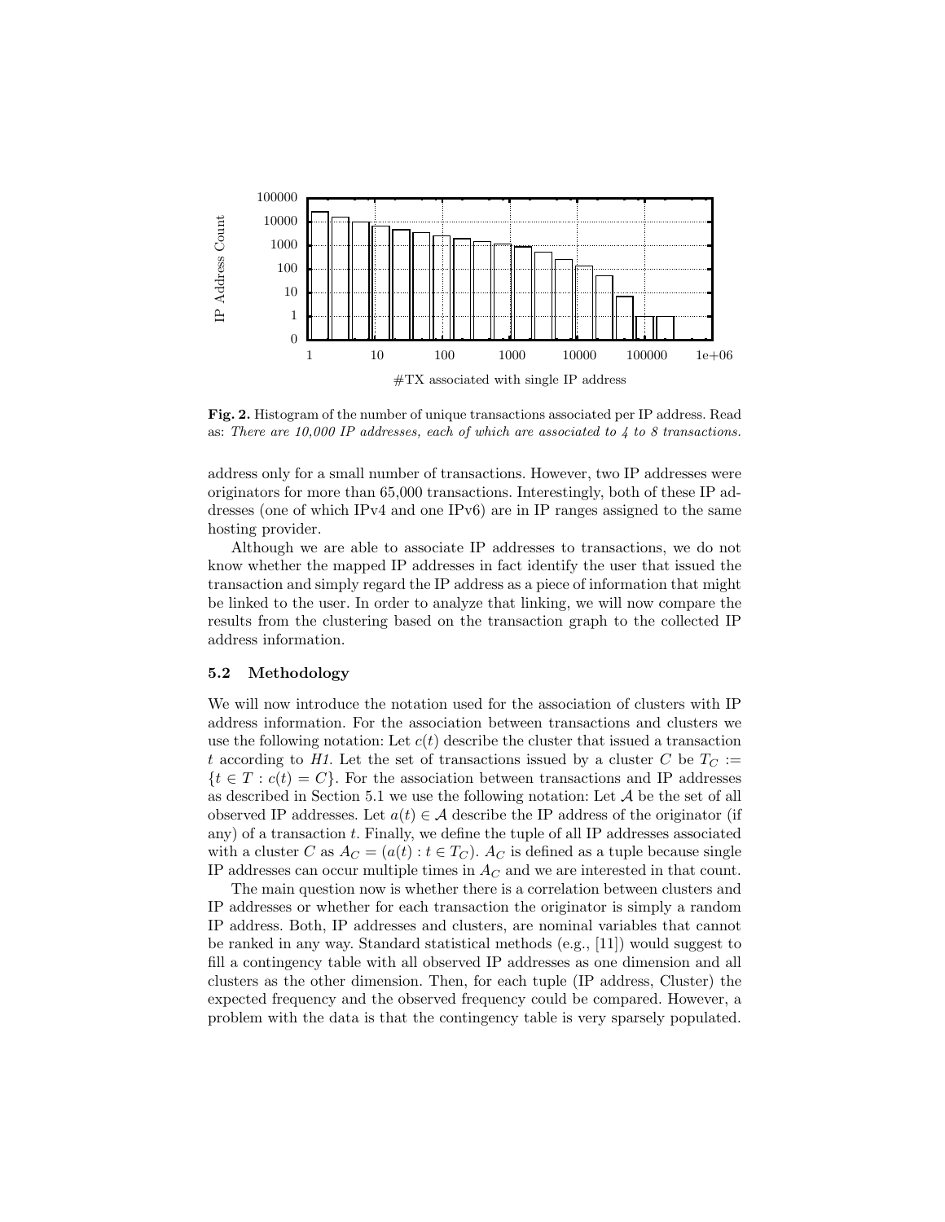**Fig. 2.** Histogram of the number of unique transactions associated per IP address. Read as: *There are 10,000 IP addresses, each of which are associated to 4 to 8 transactions.*

address only for a small number of transactions. However, two IP addresses were originators for more than 65,000 transactions. Interestingly, both of these IP addresses (one of which IPv4 and one IPv6) are in IP ranges assigned to the same hosting provider.

Although we are able to associate IP addresses to transactions, we do not know whether the mapped IP addresses in fact identify the user that issued the transaction and simply regard the IP address as a piece of information that might be linked to the user. In order to analyze that linking, we will now compare the results from the clustering based on the transaction graph to the collected IP address information.

### 5.2 Methodology

We will now introduce the notation used for the association of clusters with IP address information. For the association between transactions and clusters we use the following notation: Let $c(t)$ describe the cluster that issued a transaction $t$ according to *H1*. Let the set of transactions issued by a cluster $C$ be $T_C := \{t \in T : c(t) = C\}$. For the association between transactions and IP addresses as described in Section 5.1 we use the following notation: Let $\mathcal{A}$ be the set of all observed IP addresses. Let $a(t) \in \mathcal{A}$ describe the IP address of the originator (if any) of a transaction $t$. Finally, we define the tuple of all IP addresses associated with a cluster $C$ as $A_C = (a(t) : t \in T_C)$. $A_C$ is defined as a tuple because single IP addresses can occur multiple times in $A_C$ and we are interested in that count.

The main question now is whether there is a correlation between clusters and IP addresses or whether for each transaction the originator is simply a random IP address. Both, IP addresses and clusters, are nominal variables that cannot be ranked in any way. Standard statistical methods (e.g., [11]) would suggest to fill a contingency table with all observed IP addresses as one dimension and all clusters as the other dimension. Then, for each tuple (IP address, Cluster) the expected frequency and the observed frequency could be compared. However, a problem with the data is that the contingency table is very sparsely populated.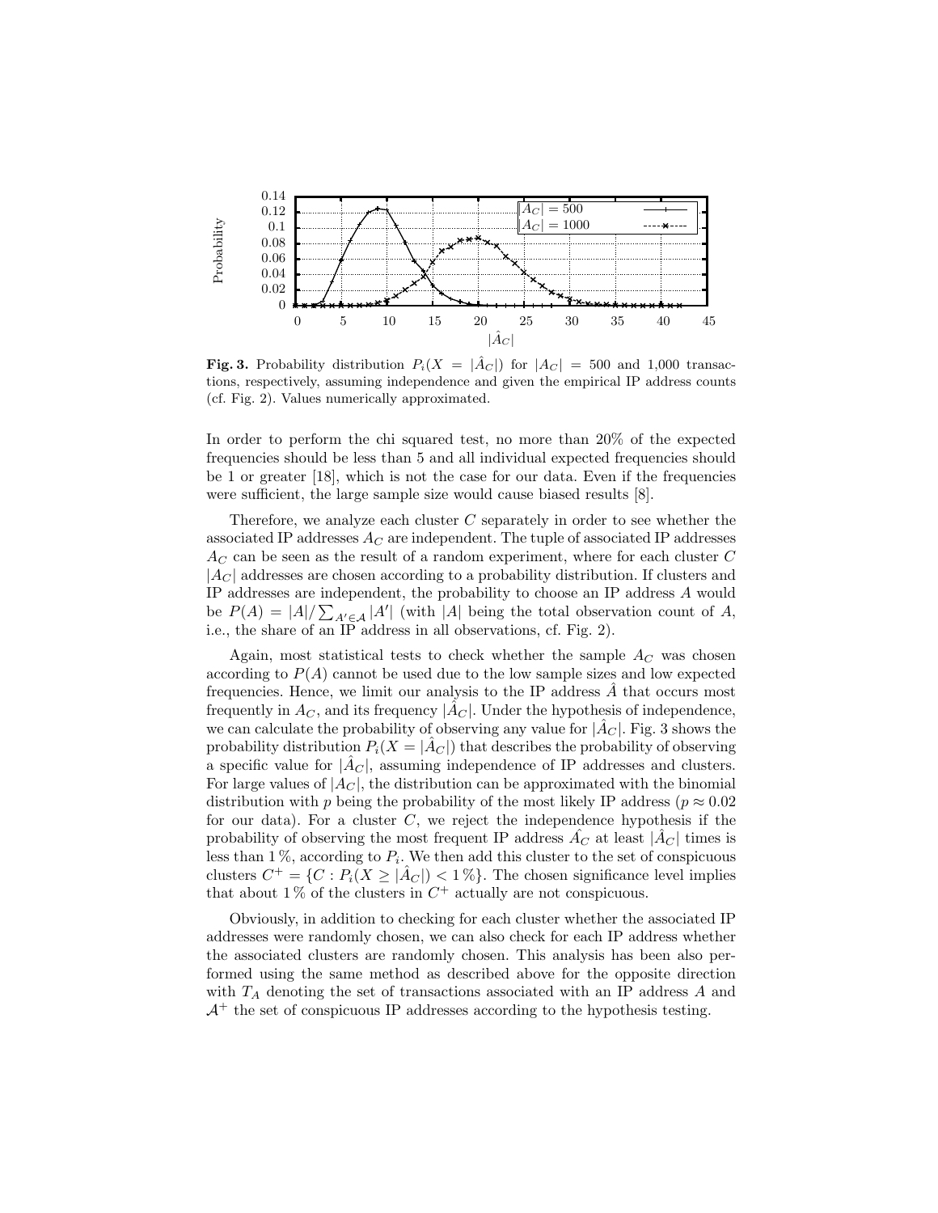**Fig. 3.** Probability distribution $P_i(X = |\hat{A}_C|)$ for $|A_C| = 500$ and 1,000 transactions, respectively, assuming independence and given the empirical IP address counts (cf. Fig. 2). Values numerically approximated.

In order to perform the chi squared test, no more than 20% of the expected frequencies should be less than 5 and all individual expected frequencies should be 1 or greater [18], which is not the case for our data. Even if the frequencies were sufficient, the large sample size would cause biased results [8].

Therefore, we analyze each cluster $C$ separately in order to see whether the associated IP addresses $A_C$ are independent. The tuple of associated IP addresses $A_C$ can be seen as the result of a random experiment, where for each cluster $C$ $|A_C|$ addresses are chosen according to a probability distribution. If clusters and IP addresses are independent, the probability to choose an IP address $A$ would be $P(A) = |A|/\sum_{A' \in \mathcal{A}} |A'|$ (with $|A|$ being the total observation count of $A$, i.e., the share of an IP address in all observations, cf. Fig. 2).

Again, most statistical tests to check whether the sample $A_C$ was chosen according to $P(A)$ cannot be used due to the low sample sizes and low expected frequencies. Hence, we limit our analysis to the IP address $\hat{A}$ that occurs most frequently in $A_C$, and its frequency $|\hat{A}_C|$. Under the hypothesis of independence, we can calculate the probability of observing any value for $|\hat{A}_C|$. Fig. 3 shows the probability distribution $P_i(X = |\hat{A}_C|)$ that describes the probability of observing a specific value for $|\hat{A}_C|$, assuming independence of IP addresses and clusters. For large values of $|A_C|$, the distribution can be approximated with the binomial distribution with $p$ being the probability of the most likely IP address ($p \approx 0.02$ for our data). For a cluster $C$, we reject the independence hypothesis if the probability of observing the most frequent IP address $\hat{A_C}$ at least $|\hat{A}_C|$ times is less than 1 %, according to $P_i$. We then add this cluster to the set of conspicuous clusters $C^+ = \{C : P_i(X \geq |\hat{A}_C|) < 1\,\%\}$. The chosen significance level implies that about 1 % of the clusters in $C^+$ actually are not conspicuous.

Obviously, in addition to checking for each cluster whether the associated IP addresses were randomly chosen, we can also check for each IP address whether the associated clusters are randomly chosen. This analysis has been also performed using the same method as described above for the opposite direction with $T_A$ denoting the set of transactions associated with an IP address $A$ and $\mathcal{A}^+$ the set of conspicuous IP addresses according to the hypothesis testing.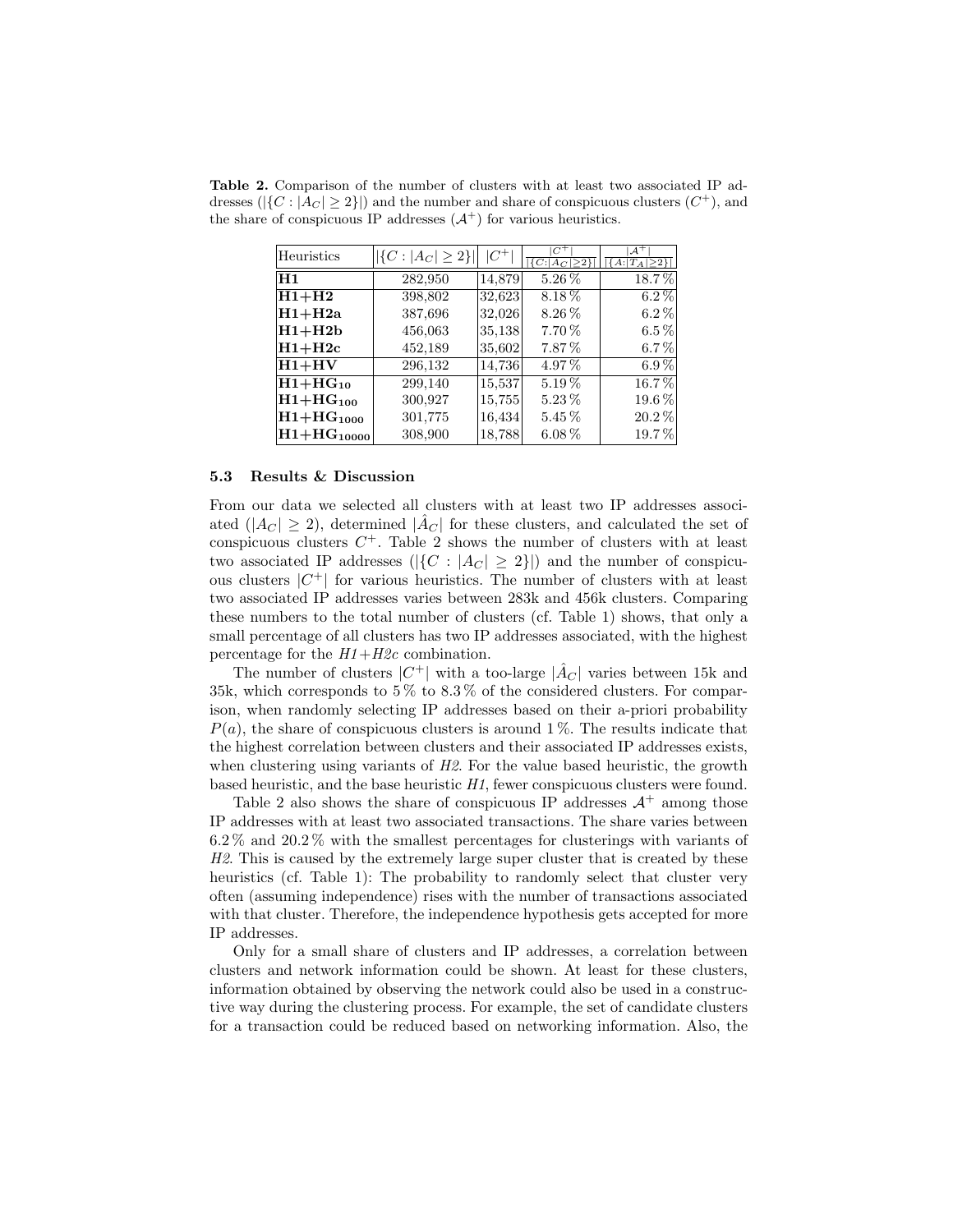**Table 2.** Comparison of the number of clusters with at least two associated IP addresses ($|\{C : |A_C| \geq 2\}|$) and the number and share of conspicuous clusters ($C^+$), and the share of conspicuous IP addresses ($\mathcal{A}^+$) for various heuristics.

| Heuristics | $\lvert\{C : \lvert A_C\rvert \geq 2\}\rvert$ | $\lvert C^+\rvert$ | $\frac{\lvert C^+\rvert}{\lvert\{C:\lvert A_C\rvert \geq 2\}\rvert}$ | $\frac{\lvert\mathcal{A}^+\rvert}{\lvert\{A:\lvert T_A\rvert \geq 2\}\rvert}$ |
|---|---|---|---|---|
| **H1** | 282,950 | 14,879 | 5.26 % | 18.7 % |
| **H1+H2** | 398,802 | 32,623 | 8.18 % | 6.2 % |
| **H1+H2a** | 387,696 | 32,026 | 8.26 % | 6.2 % |
| **H1+H2b** | 456,063 | 35,138 | 7.70 % | 6.5 % |
| **H1+H2c** | 452,189 | 35,602 | 7.87 % | 6.7 % |
| **H1+HV** | 296,132 | 14,736 | 4.97 % | 6.9 % |
| $\mathbf{H1{+}HG_{10}}$ | 299,140 | 15,537 | 5.19 % | 16.7 % |
| $\mathbf{H1{+}HG_{100}}$ | 300,927 | 15,755 | 5.23 % | 19.6 % |
| $\mathbf{H1{+}HG_{1000}}$ | 301,775 | 16,434 | 5.45 % | 20.2 % |
| $\mathbf{H1{+}HG_{10000}}$ | 308,900 | 18,788 | 6.08 % | 19.7 % |

### 5.3 Results & Discussion

From our data we selected all clusters with at least two IP addresses associated ($|A_C| \geq 2$), determined $|\hat{A}_C|$ for these clusters, and calculated the set of conspicuous clusters $C^+$. Table 2 shows the number of clusters with at least two associated IP addresses ($|\{C : |A_C| \geq 2\}|$) and the number of conspicuous clusters $|C^+|$ for various heuristics. The number of clusters with at least two associated IP addresses varies between 283k and 456k clusters. Comparing these numbers to the total number of clusters (cf. Table 1) shows, that only a small percentage of all clusters has two IP addresses associated, with the highest percentage for the *H1+H2c* combination.

The number of clusters $|C^+|$ with a too-large $|\hat{A}_C|$ varies between 15k and 35k, which corresponds to 5 % to 8.3 % of the considered clusters. For comparison, when randomly selecting IP addresses based on their a-priori probability $P(a)$, the share of conspicuous clusters is around 1 %. The results indicate that the highest correlation between clusters and their associated IP addresses exists, when clustering using variants of *H2*. For the value based heuristic, the growth based heuristic, and the base heuristic *H1*, fewer conspicuous clusters were found.

Table 2 also shows the share of conspicuous IP addresses $\mathcal{A}^+$ among those IP addresses with at least two associated transactions. The share varies between 6.2 % and 20.2 % with the smallest percentages for clusterings with variants of *H2*. This is caused by the extremely large super cluster that is created by these heuristics (cf. Table 1): The probability to randomly select that cluster very often (assuming independence) rises with the number of transactions associated with that cluster. Therefore, the independence hypothesis gets accepted for more IP addresses.

Only for a small share of clusters and IP addresses, a correlation between clusters and network information could be shown. At least for these clusters, information obtained by observing the network could also be used in a constructive way during the clustering process. For example, the set of candidate clusters for a transaction could be reduced based on networking information. Also, the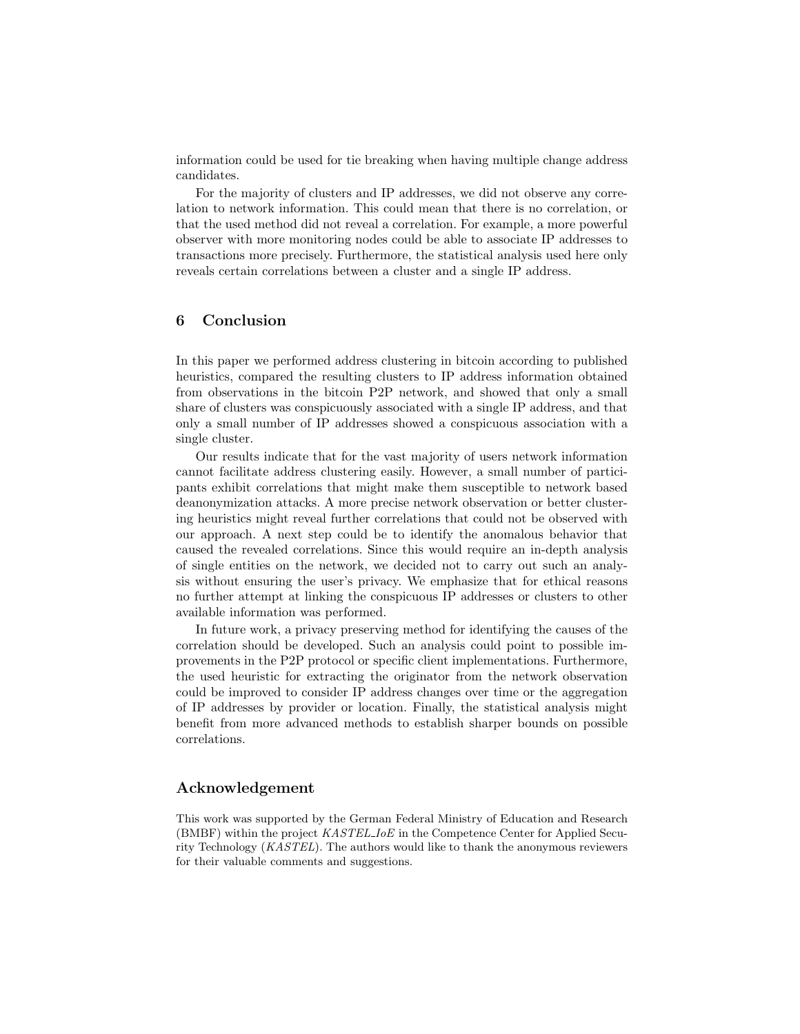information could be used for tie breaking when having multiple change address candidates.

For the majority of clusters and IP addresses, we did not observe any correlation to network information. This could mean that there is no correlation, or that the used method did not reveal a correlation. For example, a more powerful observer with more monitoring nodes could be able to associate IP addresses to transactions more precisely. Furthermore, the statistical analysis used here only reveals certain correlations between a cluster and a single IP address.

## 6 Conclusion

In this paper we performed address clustering in bitcoin according to published heuristics, compared the resulting clusters to IP address information obtained from observations in the bitcoin P2P network, and showed that only a small share of clusters was conspicuously associated with a single IP address, and that only a small number of IP addresses showed a conspicuous association with a single cluster.

Our results indicate that for the vast majority of users network information cannot facilitate address clustering easily. However, a small number of participants exhibit correlations that might make them susceptible to network based deanonymization attacks. A more precise network observation or better clustering heuristics might reveal further correlations that could not be observed with our approach. A next step could be to identify the anomalous behavior that caused the revealed correlations. Since this would require an in-depth analysis of single entities on the network, we decided not to carry out such an analysis without ensuring the user's privacy. We emphasize that for ethical reasons no further attempt at linking the conspicuous IP addresses or clusters to other available information was performed.

In future work, a privacy preserving method for identifying the causes of the correlation should be developed. Such an analysis could point to possible improvements in the P2P protocol or specific client implementations. Furthermore, the used heuristic for extracting the originator from the network observation could be improved to consider IP address changes over time or the aggregation of IP addresses by provider or location. Finally, the statistical analysis might benefit from more advanced methods to establish sharper bounds on possible correlations.

## Acknowledgement

This work was supported by the German Federal Ministry of Education and Research (BMBF) within the project *KASTEL_IoE* in the Competence Center for Applied Security Technology (*KASTEL*). The authors would like to thank the anonymous reviewers for their valuable comments and suggestions.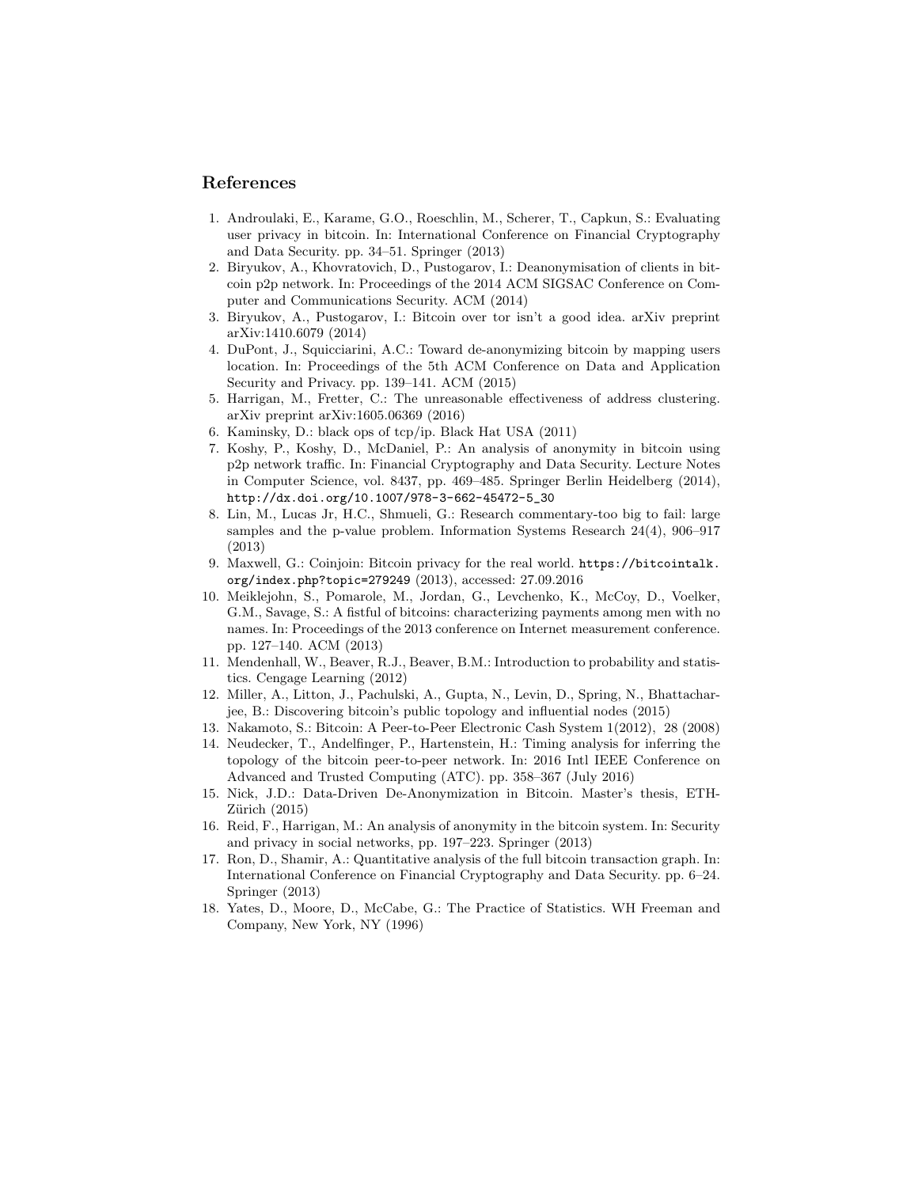## References

1. Androulaki, E., Karame, G.O., Roeschlin, M., Scherer, T., Capkun, S.: Evaluating user privacy in bitcoin. In: International Conference on Financial Cryptography and Data Security. pp. 34–51. Springer (2013)
2. Biryukov, A., Khovratovich, D., Pustogarov, I.: Deanonymisation of clients in bitcoin p2p network. In: Proceedings of the 2014 ACM SIGSAC Conference on Computer and Communications Security. ACM (2014)
3. Biryukov, A., Pustogarov, I.: Bitcoin over tor isn't a good idea. arXiv preprint arXiv:1410.6079 (2014)
4. DuPont, J., Squicciarini, A.C.: Toward de-anonymizing bitcoin by mapping users location. In: Proceedings of the 5th ACM Conference on Data and Application Security and Privacy. pp. 139–141. ACM (2015)
5. Harrigan, M., Fretter, C.: The unreasonable effectiveness of address clustering. arXiv preprint arXiv:1605.06369 (2016)
6. Kaminsky, D.: black ops of tcp/ip. Black Hat USA (2011)
7. Koshy, P., Koshy, D., McDaniel, P.: An analysis of anonymity in bitcoin using p2p network traffic. In: Financial Cryptography and Data Security. Lecture Notes in Computer Science, vol. 8437, pp. 469–485. Springer Berlin Heidelberg (2014), `http://dx.doi.org/10.1007/978-3-662-45472-5_30`
8. Lin, M., Lucas Jr, H.C., Shmueli, G.: Research commentary-too big to fail: large samples and the p-value problem. Information Systems Research 24(4), 906–917 (2013)
9. Maxwell, G.: Coinjoin: Bitcoin privacy for the real world. `https://bitcointalk.org/index.php?topic=279249` (2013), accessed: 27.09.2016
10. Meiklejohn, S., Pomarole, M., Jordan, G., Levchenko, K., McCoy, D., Voelker, G.M., Savage, S.: A fistful of bitcoins: characterizing payments among men with no names. In: Proceedings of the 2013 conference on Internet measurement conference. pp. 127–140. ACM (2013)
11. Mendenhall, W., Beaver, R.J., Beaver, B.M.: Introduction to probability and statistics. Cengage Learning (2012)
12. Miller, A., Litton, J., Pachulski, A., Gupta, N., Levin, D., Spring, N., Bhattacharjee, B.: Discovering bitcoin's public topology and influential nodes (2015)
13. Nakamoto, S.: Bitcoin: A Peer-to-Peer Electronic Cash System 1(2012), 28 (2008)
14. Neudecker, T., Andelfinger, P., Hartenstein, H.: Timing analysis for inferring the topology of the bitcoin peer-to-peer network. In: 2016 Intl IEEE Conference on Advanced and Trusted Computing (ATC). pp. 358–367 (July 2016)
15. Nick, J.D.: Data-Driven De-Anonymization in Bitcoin. Master's thesis, ETH-Zürich (2015)
16. Reid, F., Harrigan, M.: An analysis of anonymity in the bitcoin system. In: Security and privacy in social networks, pp. 197–223. Springer (2013)
17. Ron, D., Shamir, A.: Quantitative analysis of the full bitcoin transaction graph. In: International Conference on Financial Cryptography and Data Security. pp. 6–24. Springer (2013)
18. Yates, D., Moore, D., McCabe, G.: The Practice of Statistics. WH Freeman and Company, New York, NY (1996)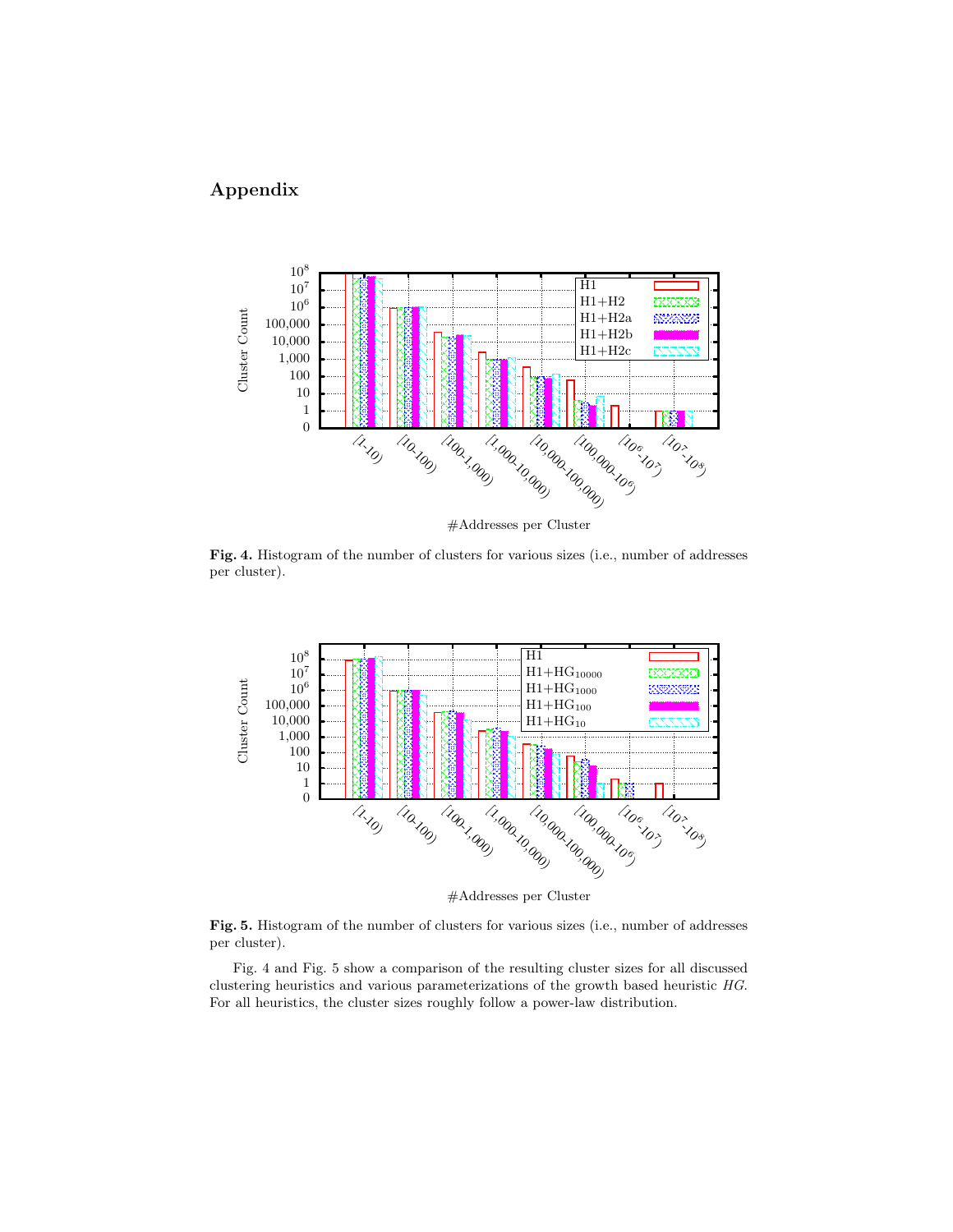## Appendix

$10^8$
$10^7$
$10^6$
100,000
10,000
1,000
100
10
1
0

Cluster Count

H1
H1+H2
H1+H2a
H1+H2b
H1+H2c

[1-10)
[10-100)
[100-1,000)
[1,000-10,000)
[10,000-100,000)
[100,000-$10^6$)
[$10^6$-$10^7$)
[$10^7$-$10^8$)

#Addresses per Cluster

**Fig. 4.** Histogram of the number of clusters for various sizes (i.e., number of addresses per cluster).

$10^8$
$10^7$
$10^6$
100,000
10,000
1,000
100
10
1
0

Cluster Count

H1
H1+$HG_{10000}$
H1+$HG_{1000}$
H1+$HG_{100}$
H1+$HG_{10}$

[1-10)
[10-100)
[100-1,000)
[1,000-10,000)
[10,000-100,000)
[100,000-$10^6$)
[$10^6$-$10^7$)
[$10^7$-$10^8$)

#Addresses per Cluster

**Fig. 5.** Histogram of the number of clusters for various sizes (i.e., number of addresses per cluster).

Fig. 4 and Fig. 5 show a comparison of the resulting cluster sizes for all discussed clustering heuristics and various parameterizations of the growth based heuristic *HG*. For all heuristics, the cluster sizes roughly follow a power-law distribution.